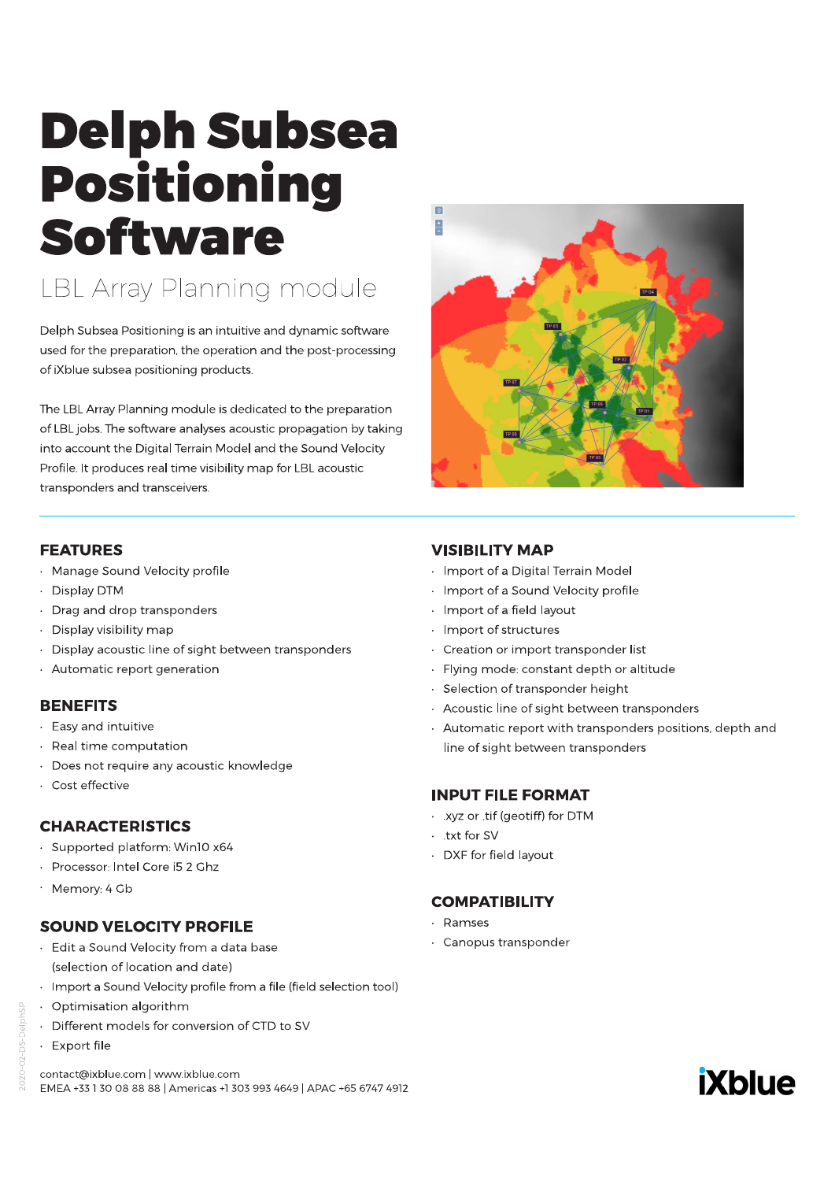# Delph Subsea Positioning Software

## LBL Array Planning module

Delph Subsea Positioning is an intuitive and dynamic software used for the preparation, the operation and the post-processing of iXblue subsea positioning products.

The LBL Array Planning module is dedicated to the preparation of LBL jobs. The software analyses acoustic propagation by taking into account the Digital Terrain Model and the Sound Velocity Profile. It produces real time visibility map for LBL acoustic transponders and transceivers.

### FEATURES

- Manage Sound Velocity profile
- Display DTM
- Drag and drop transponders
- Display visibility map
- Display acoustic line of sight between transponders
- Automatic report generation

### BENEFITS

- Easy and intuitive
- Real time computation
- Does not require any acoustic knowledge
- Cost effective

### CHARACTERISTICS

- Supported platform: Win10 x64
- Processor: Intel Core i5 2 Ghz
- Memory: 4 Gb

### SOUND VELOCITY PROFILE

- Edit a Sound Velocity from a data base (selection of location and date)
- Import a Sound Velocity profile from a file (field selection tool)
- Optimisation algorithm
- Different models for conversion of CTD to SV
- Export file

### VISIBILITY MAP

- Import of a Digital Terrain Model
- Import of a Sound Velocity profile
- Import of a field layout
- Import of structures
- Creation or import transponder list
- Flying mode: constant depth or altitude
- Selection of transponder height
- Acoustic line of sight between transponders
- Automatic report with transponders positions, depth and line of sight between transponders

### INPUT FILE FORMAT

- .xyz or .tif (geotiff) for DTM
- .txt for SV
- DXF for field layout

### COMPATIBILITY

- Ramses
- Canopus transponder

contact@ixblue.com | www.ixblue.com
EMEA +33 1 30 08 88 88 | Americas +1 303 993 4649 | APAC +65 6747 4912

2020-02-DS-DelphSP

iXblue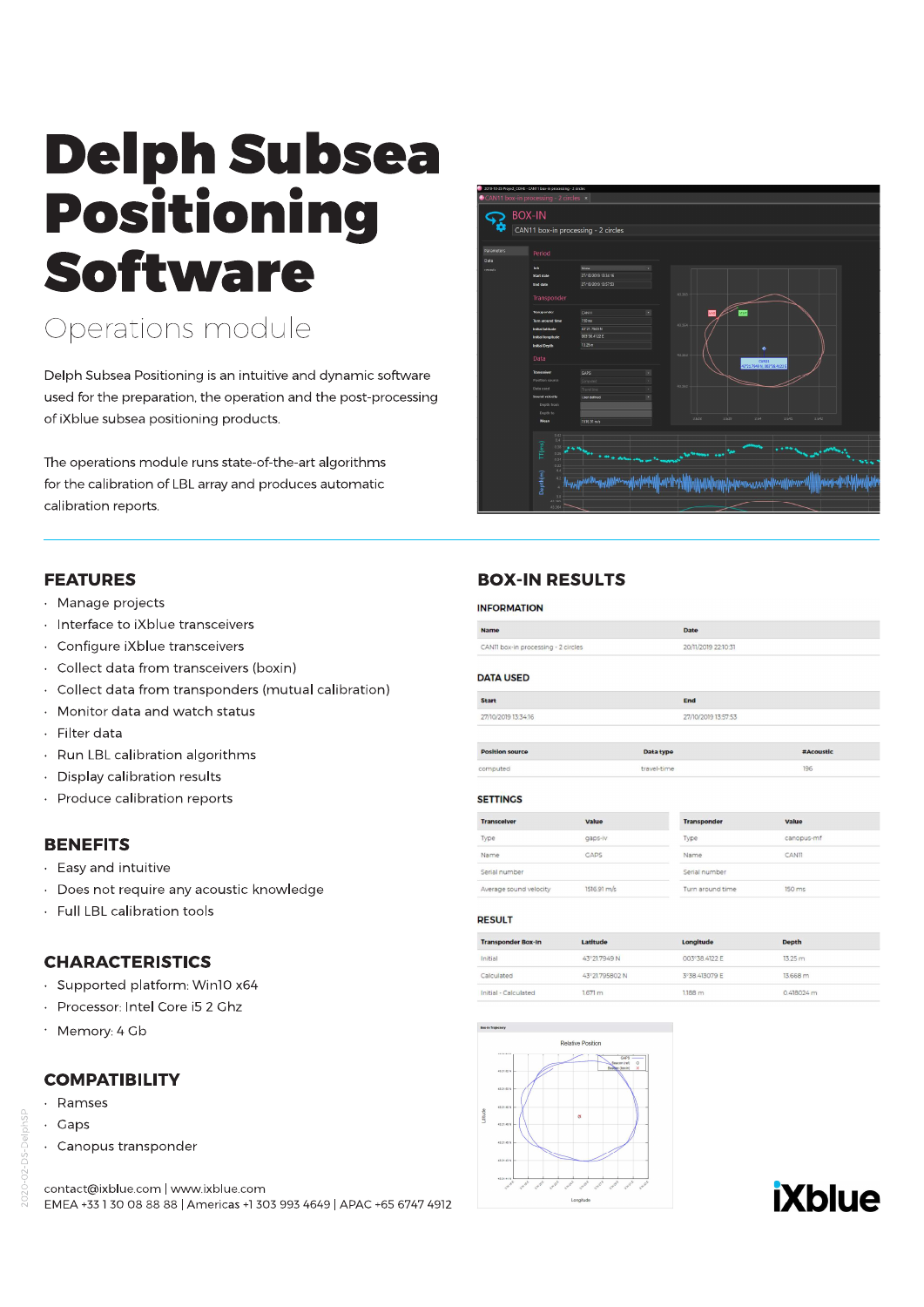# Delph Subsea Positioning Software

## Operations module

Delph Subsea Positioning is an intuitive and dynamic software used for the preparation, the operation and the post-processing of iXblue subsea positioning products.

The operations module runs state-of-the-art algorithms for the calibration of LBL array and produces automatic calibration reports.

## FEATURES

- Manage projects
- Interface to iXblue transceivers
- Configure iXblue transceivers
- Collect data from transceivers (boxin)
- Collect data from transponders (mutual calibration)
- Monitor data and watch status
- Filter data
- Run LBL calibration algorithms
- Display calibration results
- Produce calibration reports

## BENEFITS

- Easy and intuitive
- Does not require any acoustic knowledge
- Full LBL calibration tools

## CHARACTERISTICS

- Supported platform: Win10 x64
- Processor: Intel Core i5 2 Ghz
- Memory: 4 Gb

## COMPATIBILITY

- Ramses
- Gaps
- Canopus transponder

## BOX-IN RESULTS

### INFORMATION

| Name | Date |
|---|---|
| CAN11 box-in processing - 2 circles | 20/11/2019 22:10:31 |

### DATA USED

| Start | End |
|---|---|
| 27/10/2019 13:34:16 | 27/10/2019 13:57:53 |

| Position source | Data type | #Acoustic |
|---|---|---|
| computed | travel-time | 196 |

### SETTINGS

| Transceiver | Value |
|---|---|
| Type | gaps-iv |
| Name | GAPS |
| Serial number | |
| Average sound velocity | 1516.91 m/s |

| Transponder | Value |
|---|---|
| Type | canopus-mf |
| Name | CAN11 |
| Serial number | |
| Turn around time | 150 ms |

### RESULT

| Transponder Box-in | Latitude | Longitude | Depth |
|---|---|---|---|
| Initial | 43°21.7949 N | 003°38.4122 E | 13.25 m |
| Calculated | 43°21.795802 N | 3°38.413079 E | 13.668 m |
| Initial - Calculated | 1.671 m | 1.188 m | 0.418024 m |

contact@ixblue.com | www.ixblue.com
EMEA +33 1 30 08 88 88 | Americas +1 303 993 4649 | APAC +65 6747 4912

2020-02-DS-DelphSP

iXblue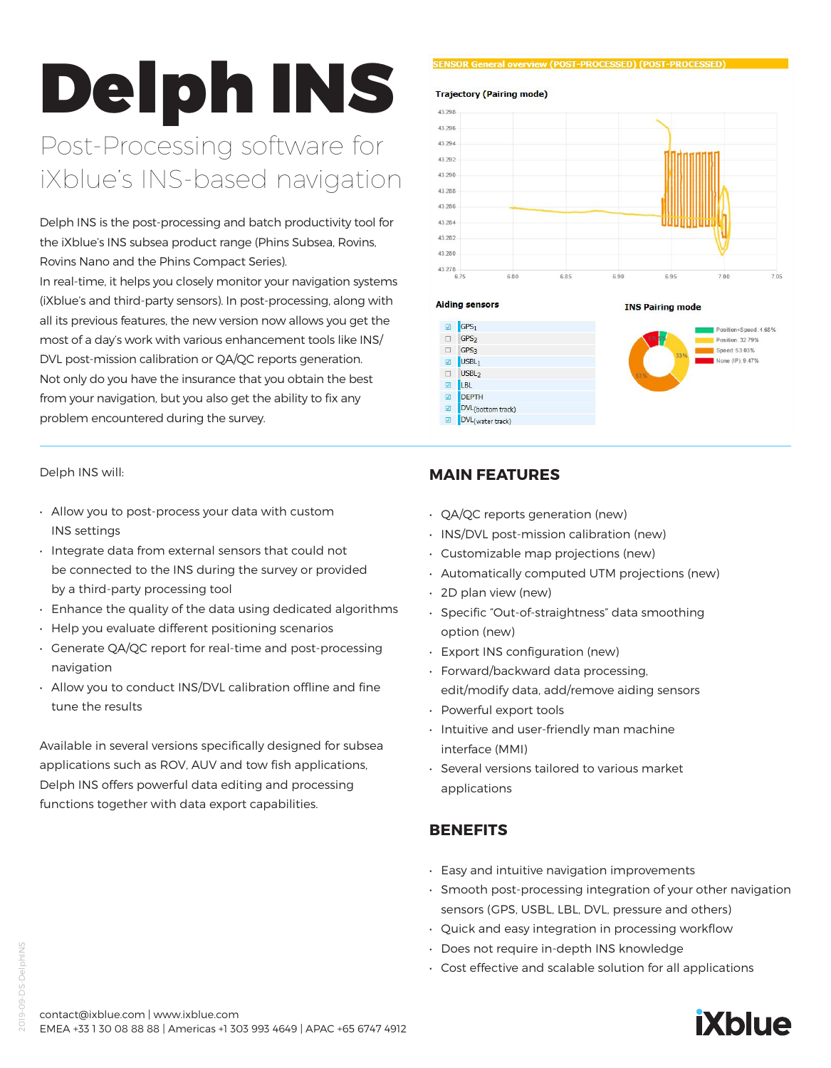# Delph INS

## Post-Processing software for iXblue's INS-based navigation

Delph INS is the post-processing and batch productivity tool for the iXblue's INS subsea product range (Phins Subsea, Rovins, Rovins Nano and the Phins Compact Series).
In real-time, it helps you closely monitor your navigation systems (iXblue's and third-party sensors). In post-processing, along with all its previous features, the new version now allows you get the most of a day's work with various enhancement tools like INS/DVL post-mission calibration or QA/QC reports generation.
Not only do you have the insurance that you obtain the best from your navigation, but you also get the ability to fix any problem encountered during the survey.

SENSOR General overview (POST-PROCESSED) (POST-PROCESSED)

Trajectory (Pairing mode)

43.298
43.296
43.294
43.292
43.290
43.288
43.286
43.284
43.282
43.280
43.278
6.75 6.80 6.85 6.90 6.95 7.00 7.05

Aiding sensors

- ☑ $GPS_1$
- ☐ $GPS_2$
- ☐ $GPS_3$
- ☑ $USBL_1$
- ☐ $USBL_2$
- ☑ LBL
- ☑ DEPTH
- ☑ $DVL_{(bottom\ track)}$
- ☑ $DVL_{(water\ track)}$

INS Pairing mode

Position+Speed: 4.68%
Position: 32.79%
Speed: 53.03%
None (IP): 9.47%

33%
33%

Delph INS will:

- Allow you to post-process your data with custom INS settings
- Integrate data from external sensors that could not be connected to the INS during the survey or provided by a third-party processing tool
- Enhance the quality of the data using dedicated algorithms
- Help you evaluate different positioning scenarios
- Generate QA/QC report for real-time and post-processing navigation
- Allow you to conduct INS/DVL calibration offline and fine tune the results

Available in several versions specifically designed for subsea applications such as ROV, AUV and tow fish applications, Delph INS offers powerful data editing and processing functions together with data export capabilities.

## MAIN FEATURES

- QA/QC reports generation (new)
- INS/DVL post-mission calibration (new)
- Customizable map projections (new)
- Automatically computed UTM projections (new)
- 2D plan view (new)
- Specific "Out-of-straightness" data smoothing option (new)
- Export INS configuration (new)
- Forward/backward data processing, edit/modify data, add/remove aiding sensors
- Powerful export tools
- Intuitive and user-friendly man machine interface (MMI)
- Several versions tailored to various market applications

## BENEFITS

- Easy and intuitive navigation improvements
- Smooth post-processing integration of your other navigation sensors (GPS, USBL, LBL, DVL, pressure and others)
- Quick and easy integration in processing workflow
- Does not require in-depth INS knowledge
- Cost effective and scalable solution for all applications

2019-09-DS-DelphINS

contact@ixblue.com | www.ixblue.com
EMEA +33 1 30 08 88 88 | Americas +1 303 993 4649 | APAC +65 6747 4912

iXblue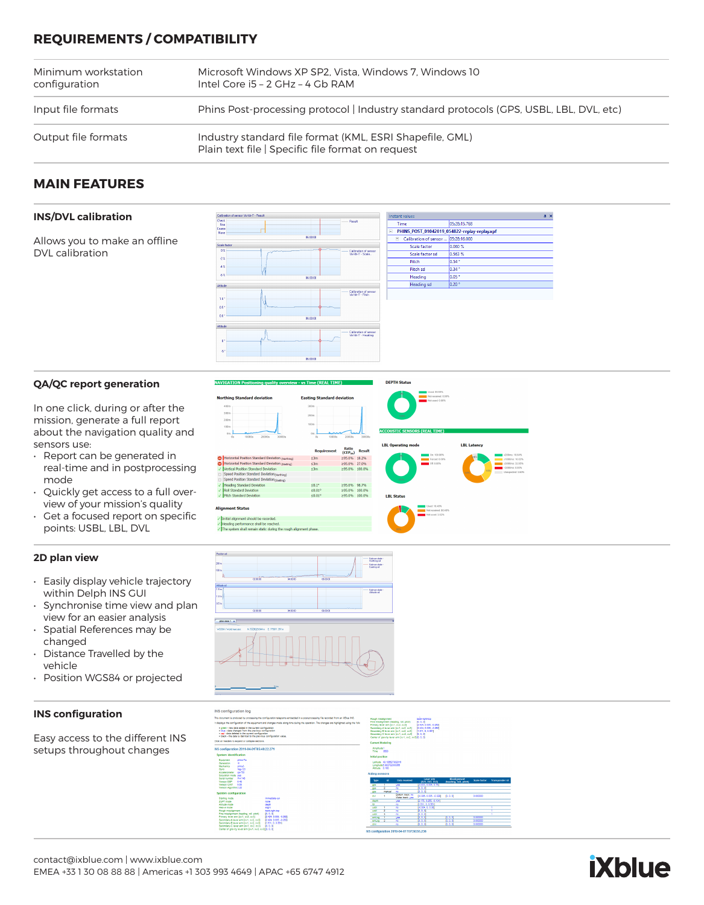## REQUIREMENTS / COMPATIBILITY

| | |
|---|---|
| Minimum workstation configuration | Microsoft Windows XP SP2, Vista, Windows 7, Windows 10<br>Intel Core i5 – 2 GHz – 4 Gb RAM |
| Input file formats | Phins Post-processing protocol \| Industry standard protocols (GPS, USBL, LBL, DVL, etc) |
| Output file formats | Industry standard file format (KML, ESRI Shapefile, GML)<br>Plain text file \| Specific file format on request |

## MAIN FEATURES

### INS/DVL calibration

Allows you to make an offline DVL calibration

### QA/QC report generation

In one click, during or after the mission, generate a full report about the navigation quality and sensors use:

- Report can be generated in real-time and in postprocessing mode
- Quickly get access to a full overview of your mission's quality
- Get a focused report on specific points: USBL, LBL, DVL

### 2D plan view

- Easily display vehicle trajectory within Delph INS GUI
- Synchronise time view and plan view for an easier analysis
- Spatial References may be changed
- Distance Travelled by the vehicle
- Position WGS84 or projected

### INS configuration

Easy access to the different INS setups throughout changes

contact@ixblue.com | www.ixblue.com
EMEA +33 1 30 08 88 88 | Americas +1 303 993 4649 | APAC +65 6747 4912

iXblue